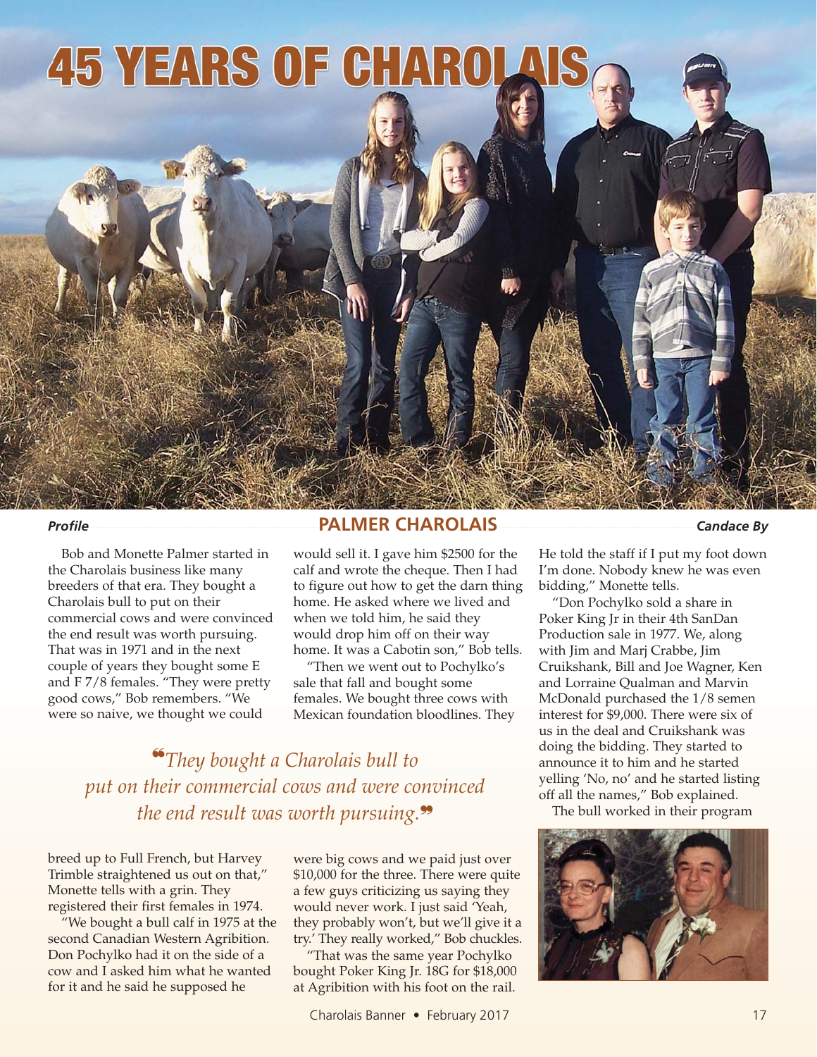# 45 YEARS OF CHAROLAIS

*Profile*

## PALMER CHAROLAIS

*Candace By*

Bob and Monette Palmer started in the Charolais business like many breeders of that era. They bought a Charolais bull to put on their commercial cows and were convinced the end result was worth pursuing. That was in 1971 and in the next couple of years they bought some E and F 7/8 females. "They were pretty good cows," Bob remembers. "We were so naive, we thought we could breed up to Full French, but Harvey Trimble straightened us out on that," Monette tells with a grin. They registered their first females in 1974.

"We bought a bull calf in 1975 at the second Canadian Western Agribition. Don Pochylko had it on the side of a cow and I asked him what he wanted for it and he said he supposed he would sell it. I gave him $2500 for the calf and wrote the cheque. Then I had to figure out how to get the darn thing home. He asked where we lived and when we told him, he said they would drop him off on their way home. It was a Cabotin son," Bob tells.

"Then we went out to Pochylko's sale that fall and bought some females. We bought three cows with Mexican foundation bloodlines. They were big cows and we paid just over $10,000 for the three. There were quite a few guys criticizing us saying they would never work. I just said 'Yeah, they probably won't, but we'll give it a try.' They really worked," Bob chuckles.

*"They bought a Charolais bull to put on their commercial cows and were convinced the end result was worth pursuing."*

"That was the same year Pochylko bought Poker King Jr. 18G for $18,000 at Agribition with his foot on the rail. He told the staff if I put my foot down I'm done. Nobody knew he was even bidding," Monette tells.

"Don Pochylko sold a share in Poker King Jr in their 4th SanDan Production sale in 1977. We, along with Jim and Marj Crabbe, Jim Cruikshank, Bill and Joe Wagner, Ken and Lorraine Qualman and Marvin McDonald purchased the 1/8 semen interest for $9,000. There were six of us in the deal and Cruikshank was doing the bidding. They started to announce it to him and he started yelling 'No, no' and he started listing off all the names," Bob explained.

The bull worked in their program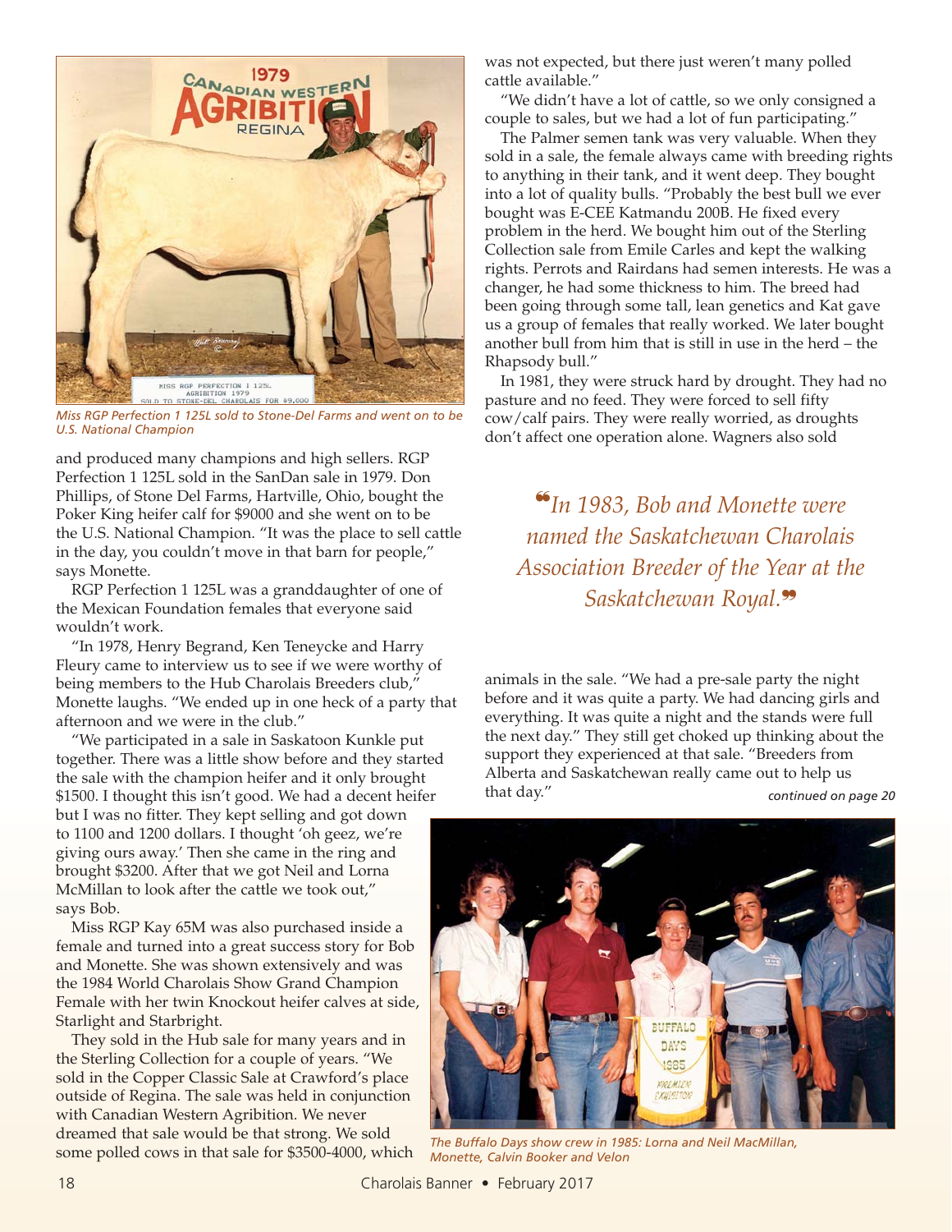*Miss RGP Perfection 1 125L sold to Stone-Del Farms and went on to be U.S. National Champion*

and produced many champions and high sellers. RGP Perfection 1 125L sold in the SanDan sale in 1979. Don Phillips, of Stone Del Farms, Hartville, Ohio, bought the Poker King heifer calf for $9000 and she went on to be the U.S. National Champion. "It was the place to sell cattle in the day, you couldn't move in that barn for people," says Monette.

RGP Perfection 1 125L was a granddaughter of one of the Mexican Foundation females that everyone said wouldn't work.

"In 1978, Henry Begrand, Ken Teneycke and Harry Fleury came to interview us to see if we were worthy of being members to the Hub Charolais Breeders club," Monette laughs. "We ended up in one heck of a party that afternoon and we were in the club."

"We participated in a sale in Saskatoon Kunkle put together. There was a little show before and they started the sale with the champion heifer and it only brought $1500. I thought this isn't good. We had a decent heifer but I was no fitter. They kept selling and got down to 1100 and 1200 dollars. I thought 'oh geez, we're giving ours away.' Then she came in the ring and brought $3200. After that we got Neil and Lorna McMillan to look after the cattle we took out," says Bob.

Miss RGP Kay 65M was also purchased inside a female and turned into a great success story for Bob and Monette. She was shown extensively and was the 1984 World Charolais Show Grand Champion Female with her twin Knockout heifer calves at side, Starlight and Starbright.

They sold in the Hub sale for many years and in the Sterling Collection for a couple of years. "We sold in the Copper Classic Sale at Crawford's place outside of Regina. The sale was held in conjunction with Canadian Western Agribition. We never dreamed that sale would be that strong. We sold some polled cows in that sale for $3500-4000, which was not expected, but there just weren't many polled cattle available."

"We didn't have a lot of cattle, so we only consigned a couple to sales, but we had a lot of fun participating."

The Palmer semen tank was very valuable. When they sold in a sale, the female always came with breeding rights to anything in their tank, and it went deep. They bought into a lot of quality bulls. "Probably the best bull we ever bought was E-CEE Katmandu 200B. He fixed every problem in the herd. We bought him out of the Sterling Collection sale from Emile Carles and kept the walking rights. Perrots and Rairdans had semen interests. He was a changer, he had some thickness to him. The breed had been going through some tall, lean genetics and Kat gave us a group of females that really worked. We later bought another bull from him that is still in use in the herd – the Rhapsody bull."

In 1981, they were struck hard by drought. They had no pasture and no feed. They were forced to sell fifty cow/calf pairs. They were really worried, as droughts don't affect one operation alone. Wagners also sold animals in the sale. "We had a pre-sale party the night before and it was quite a party. We had dancing girls and everything. It was quite a night and the stands were full the next day." They still get choked up thinking about the support they experienced at that sale. "Breeders from Alberta and Saskatchewan really came out to help us that day."

> *"In 1983, Bob and Monette were named the Saskatchewan Charolais Association Breeder of the Year at the Saskatchewan Royal."*

*continued on page 20*

*The Buffalo Days show crew in 1985: Lorna and Neil MacMillan, Monette, Calvin Booker and Velon*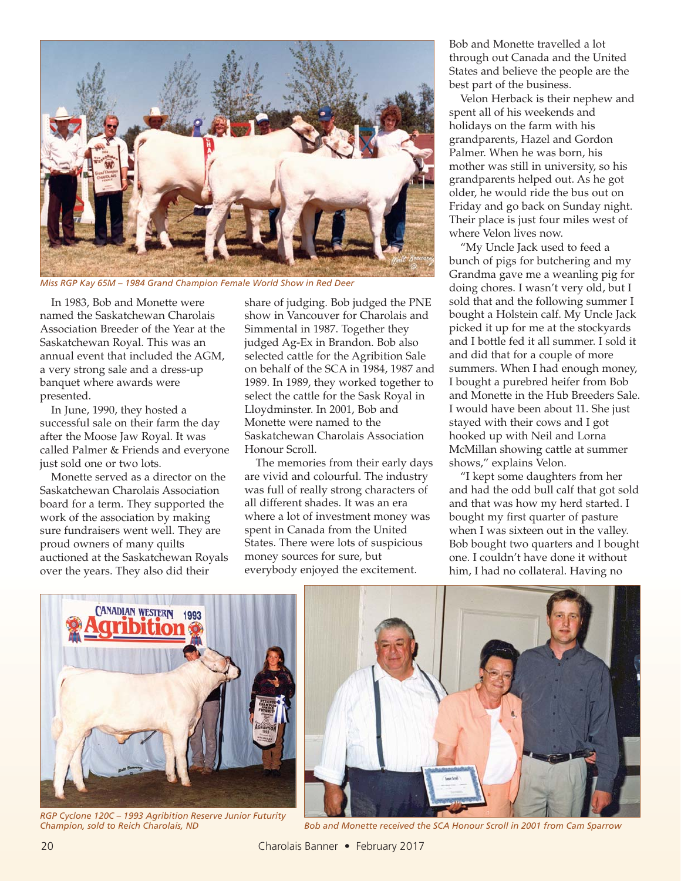*Miss RGP Kay 65M – 1984 Grand Champion Female World Show in Red Deer*

In 1983, Bob and Monette were named the Saskatchewan Charolais Association Breeder of the Year at the Saskatchewan Royal. This was an annual event that included the AGM, a very strong sale and a dress-up banquet where awards were presented.

In June, 1990, they hosted a successful sale on their farm the day after the Moose Jaw Royal. It was called Palmer & Friends and everyone just sold one or two lots.

Monette served as a director on the Saskatchewan Charolais Association board for a term. They supported the work of the association by making sure fundraisers went well. They are proud owners of many quilts auctioned at the Saskatchewan Royals over the years. They also did their share of judging. Bob judged the PNE show in Vancouver for Charolais and Simmental in 1987. Together they judged Ag-Ex in Brandon. Bob also selected cattle for the Agribition Sale on behalf of the SCA in 1984, 1987 and 1989. In 1989, they worked together to select the cattle for the Sask Royal in Lloydminster. In 2001, Bob and Monette were named to the Saskatchewan Charolais Association Honour Scroll.

The memories from their early days are vivid and colourful. The industry was full of really strong characters of all different shades. It was an era where a lot of investment money was spent in Canada from the United States. There were lots of suspicious money sources for sure, but everybody enjoyed the excitement.

Bob and Monette travelled a lot through out Canada and the United States and believe the people are the best part of the business.

Velon Herback is their nephew and spent all of his weekends and holidays on the farm with his grandparents, Hazel and Gordon Palmer. When he was born, his mother was still in university, so his grandparents helped out. As he got older, he would ride the bus out on Friday and go back on Sunday night. Their place is just four miles west of where Velon lives now.

"My Uncle Jack used to feed a bunch of pigs for butchering and my Grandma gave me a weanling pig for doing chores. I wasn't very old, but I sold that and the following summer I bought a Holstein calf. My Uncle Jack picked it up for me at the stockyards and I bottle fed it all summer. I sold it and did that for a couple of more summers. When I had enough money, I bought a purebred heifer from Bob and Monette in the Hub Breeders Sale. I would have been about 11. She just stayed with their cows and I got hooked up with Neil and Lorna McMillan showing cattle at summer shows," explains Velon.

"I kept some daughters from her and had the odd bull calf that got sold and that was how my herd started. I bought my first quarter of pasture when I was sixteen out in the valley. Bob bought two quarters and I bought one. I couldn't have done it without him, I had no collateral. Having no

*RGP Cyclone 120C – 1993 Agribition Reserve Junior Futurity Champion, sold to Reich Charolais, ND*

*Bob and Monette received the SCA Honour Scroll in 2001 from Cam Sparrow*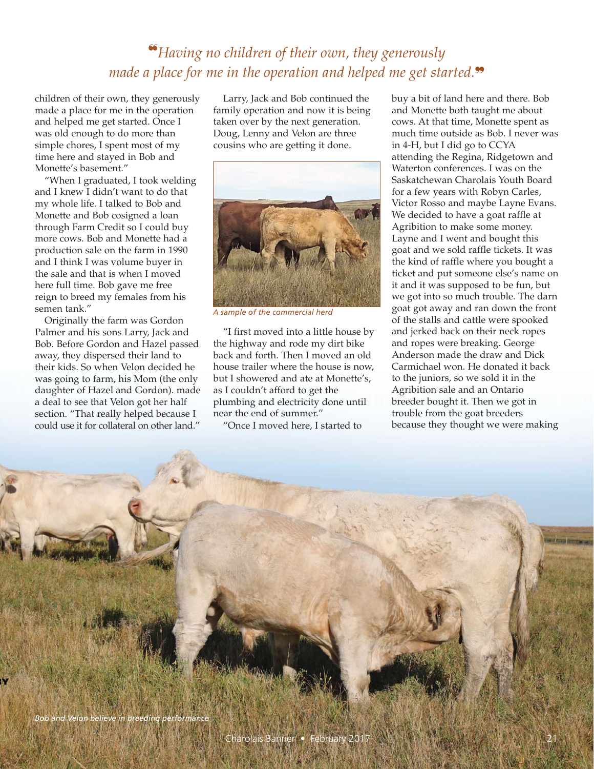*"Having no children of their own, they generously made a place for me in the operation and helped me get started."*

children of their own, they generously made a place for me in the operation and helped me get started. Once I was old enough to do more than simple chores, I spent most of my time here and stayed in Bob and Monette's basement."

"When I graduated, I took welding and I knew I didn't want to do that my whole life. I talked to Bob and Monette and Bob cosigned a loan through Farm Credit so I could buy more cows. Bob and Monette had a production sale on the farm in 1990 and I think I was volume buyer in the sale and that is when I moved here full time. Bob gave me free reign to breed my females from his semen tank."

Originally the farm was Gordon Palmer and his sons Larry, Jack and Bob. Before Gordon and Hazel passed away, they dispersed their land to their kids. So when Velon decided he was going to farm, his Mom (the only daughter of Hazel and Gordon). made a deal to see that Velon got her half section. "That really helped because I could use it for collateral on other land."

Larry, Jack and Bob continued the family operation and now it is being taken over by the next generation. Doug, Lenny and Velon are three cousins who are getting it done.

*A sample of the commercial herd*

"I first moved into a little house by the highway and rode my dirt bike back and forth. Then I moved an old house trailer where the house is now, but I showered and ate at Monette's, as I couldn't afford to get the plumbing and electricity done until near the end of summer."

"Once I moved here, I started to buy a bit of land here and there. Bob and Monette both taught me about cows. At that time, Monette spent as much time outside as Bob. I never was in 4-H, but I did go to CCYA attending the Regina, Ridgetown and Waterton conferences. I was on the Saskatchewan Charolais Youth Board for a few years with Robyn Carles, Victor Rosso and maybe Layne Evans. We decided to have a goat raffle at Agribition to make some money. Layne and I went and bought this goat and we sold raffle tickets. It was the kind of raffle where you bought a ticket and put someone else's name on it and it was supposed to be fun, but we got into so much trouble. The darn goat got away and ran down the front of the stalls and cattle were spooked and jerked back on their neck ropes and ropes were breaking. George Anderson made the draw and Dick Carmichael won. He donated it back to the juniors, so we sold it in the Agribition sale and an Ontario breeder bought it. Then we got in trouble from the goat breeders because they thought we were making

*Bob and Velon believe in breeding performance*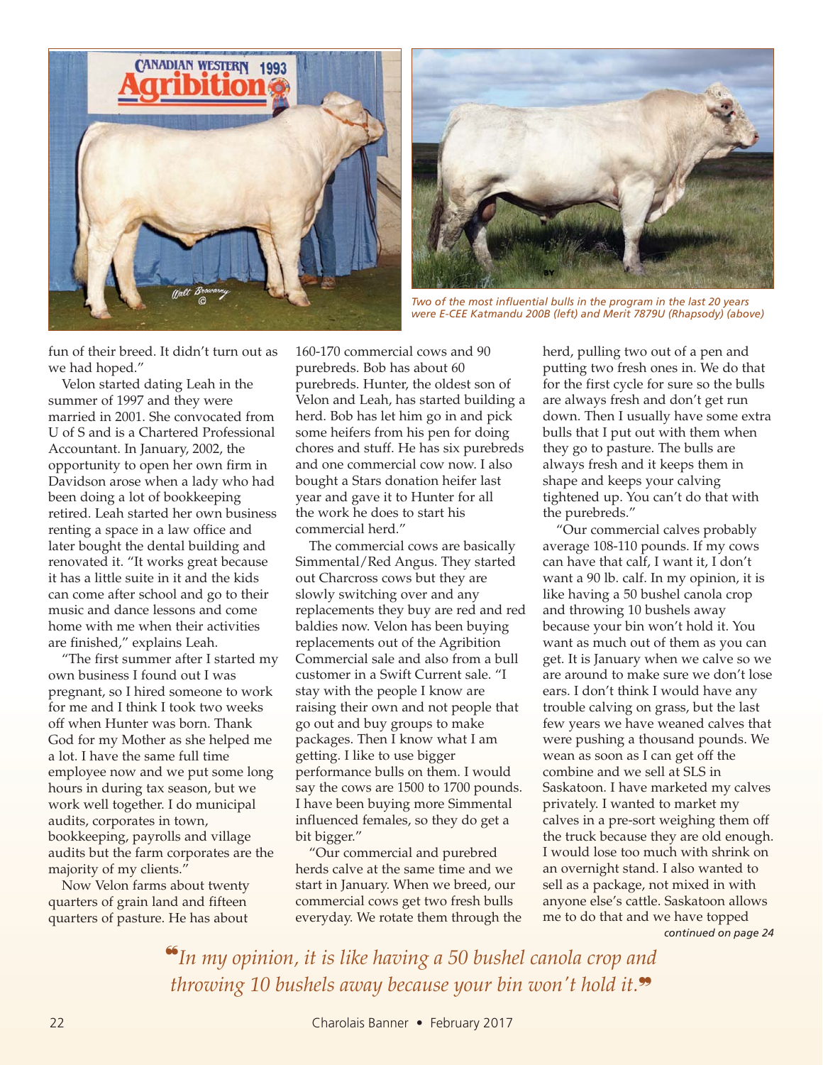*Two of the most influential bulls in the program in the last 20 years were E-CEE Katmandu 200B (left) and Merit 7879U (Rhapsody) (above)*

fun of their breed. It didn't turn out as we had hoped."

Velon started dating Leah in the summer of 1997 and they were married in 2001. She convocated from U of S and is a Chartered Professional Accountant. In January, 2002, the opportunity to open her own firm in Davidson arose when a lady who had been doing a lot of bookkeeping retired. Leah started her own business renting a space in a law office and later bought the dental building and renovated it. "It works great because it has a little suite in it and the kids can come after school and go to their music and dance lessons and come home with me when their activities are finished," explains Leah.

"The first summer after I started my own business I found out I was pregnant, so I hired someone to work for me and I think I took two weeks off when Hunter was born. Thank God for my Mother as she helped me a lot. I have the same full time employee now and we put some long hours in during tax season, but we work well together. I do municipal audits, corporates in town, bookkeeping, payrolls and village audits but the farm corporates are the majority of my clients."

Now Velon farms about twenty quarters of grain land and fifteen quarters of pasture. He has about 160-170 commercial cows and 90 purebreds. Bob has about 60 purebreds. Hunter, the oldest son of Velon and Leah, has started building a herd. Bob has let him go in and pick some heifers from his pen for doing chores and stuff. He has six purebreds and one commercial cow now. I also bought a Stars donation heifer last year and gave it to Hunter for all the work he does to start his commercial herd."

The commercial cows are basically Simmental/Red Angus. They started out Charcross cows but they are slowly switching over and any replacements they buy are red and red baldies now. Velon has been buying replacements out of the Agribition Commercial sale and also from a bull customer in a Swift Current sale. "I stay with the people I know are raising their own and not people that go out and buy groups to make packages. Then I know what I am getting. I like to use bigger performance bulls on them. I would say the cows are 1500 to 1700 pounds. I have been buying more Simmental influenced females, so they do get a bit bigger."

"Our commercial and purebred herds calve at the same time and we start in January. When we breed, our commercial cows get two fresh bulls everyday. We rotate them through the herd, pulling two out of a pen and putting two fresh ones in. We do that for the first cycle for sure so the bulls are always fresh and don't get run down. Then I usually have some extra bulls that I put out with them when they go to pasture. The bulls are always fresh and it keeps them in shape and keeps your calving tightened up. You can't do that with the purebreds."

"Our commercial calves probably average 108-110 pounds. If my cows can have that calf, I want it, I don't want a 90 lb. calf. In my opinion, it is like having a 50 bushel canola crop and throwing 10 bushels away because your bin won't hold it. You want as much out of them as you can get. It is January when we calve so we are around to make sure we don't lose ears. I don't think I would have any trouble calving on grass, but the last few years we have weaned calves that were pushing a thousand pounds. We wean as soon as I can get off the combine and we sell at SLS in Saskatoon. I have marketed my calves privately. I wanted to market my calves in a pre-sort weighing them off the truck because they are old enough. I would lose too much with shrink on an overnight stand. I also wanted to sell as a package, not mixed in with anyone else's cattle. Saskatoon allows me to do that and we have topped

*continued on page 24*

*"In my opinion, it is like having a 50 bushel canola crop and throwing 10 bushels away because your bin won't hold it."*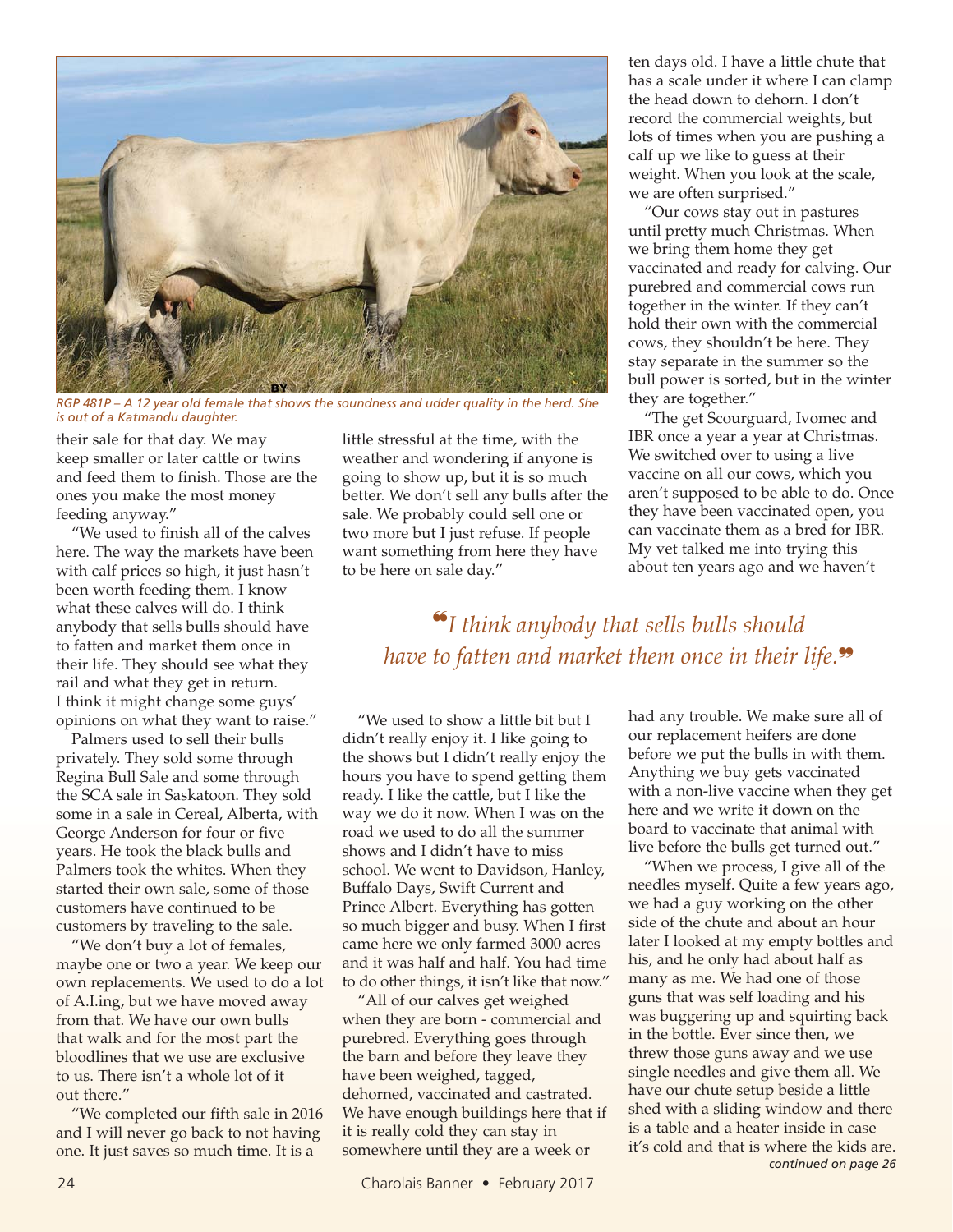*RGP 481P – A 12 year old female that shows the soundness and udder quality in the herd. She is out of a Katmandu daughter.*

their sale for that day. We may keep smaller or later cattle or twins and feed them to finish. Those are the ones you make the most money feeding anyway."

"We used to finish all of the calves here. The way the markets have been with calf prices so high, it just hasn't been worth feeding them. I know what these calves will do. I think anybody that sells bulls should have to fatten and market them once in their life. They should see what they rail and what they get in return. I think it might change some guys' opinions on what they want to raise."

Palmers used to sell their bulls privately. They sold some through Regina Bull Sale and some through the SCA sale in Saskatoon. They sold some in a sale in Cereal, Alberta, with George Anderson for four or five years. He took the black bulls and Palmers took the whites. When they started their own sale, some of those customers have continued to be customers by traveling to the sale.

"We don't buy a lot of females, maybe one or two a year. We keep our own replacements. We used to do a lot of A.I.ing, but we have moved away from that. We have our own bulls that walk and for the most part the bloodlines that we use are exclusive to us. There isn't a whole lot of it out there."

"We completed our fifth sale in 2016 and I will never go back to not having one. It just saves so much time. It is a little stressful at the time, with the weather and wondering if anyone is going to show up, but it is so much better. We don't sell any bulls after the sale. We probably could sell one or two more but I just refuse. If people want something from here they have to be here on sale day."

"We used to show a little bit but I didn't really enjoy it. I like going to the shows but I didn't really enjoy the hours you have to spend getting them ready. I like the cattle, but I like the way we do it now. When I was on the road we used to do all the summer shows and I didn't have to miss school. We went to Davidson, Hanley, Buffalo Days, Swift Current and Prince Albert. Everything has gotten so much bigger and busy. When I first came here we only farmed 3000 acres and it was half and half. You had time to do other things, it isn't like that now."

"All of our calves get weighed when they are born - commercial and purebred. Everything goes through the barn and before they leave they have been weighed, tagged, dehorned, vaccinated and castrated. We have enough buildings here that if it is really cold they can stay in somewhere until they are a week or ten days old. I have a little chute that has a scale under it where I can clamp the head down to dehorn. I don't record the commercial weights, but lots of times when you are pushing a calf up we like to guess at their weight. When you look at the scale, we are often surprised."

"Our cows stay out in pastures until pretty much Christmas. When we bring them home they get vaccinated and ready for calving. Our purebred and commercial cows run together in the winter. If they can't hold their own with the commercial cows, they shouldn't be here. They stay separate in the summer so the bull power is sorted, but in the winter they are together."

"The get Scourguard, Ivomec and IBR once a year a year at Christmas. We switched over to using a live vaccine on all our cows, which you aren't supposed to be able to do. Once they have been vaccinated open, you can vaccinate them as a bred for IBR. My vet talked me into trying this about ten years ago and we haven't had any trouble. We make sure all of our replacement heifers are done before we put the bulls in with them. Anything we buy gets vaccinated with a non-live vaccine when they get here and we write it down on the board to vaccinate that animal with live before the bulls get turned out."

> *"I think anybody that sells bulls should have to fatten and market them once in their life."*

"When we process, I give all of the needles myself. Quite a few years ago, we had a guy working on the other side of the chute and about an hour later I looked at my empty bottles and his, and he only had about half as many as me. We had one of those guns that was self loading and his was buggering up and squirting back in the bottle. Ever since then, we threw those guns away and we use single needles and give them all. We have our chute setup beside a little shed with a sliding window and there is a table and a heater inside in case it's cold and that is where the kids are.

*continued on page 26*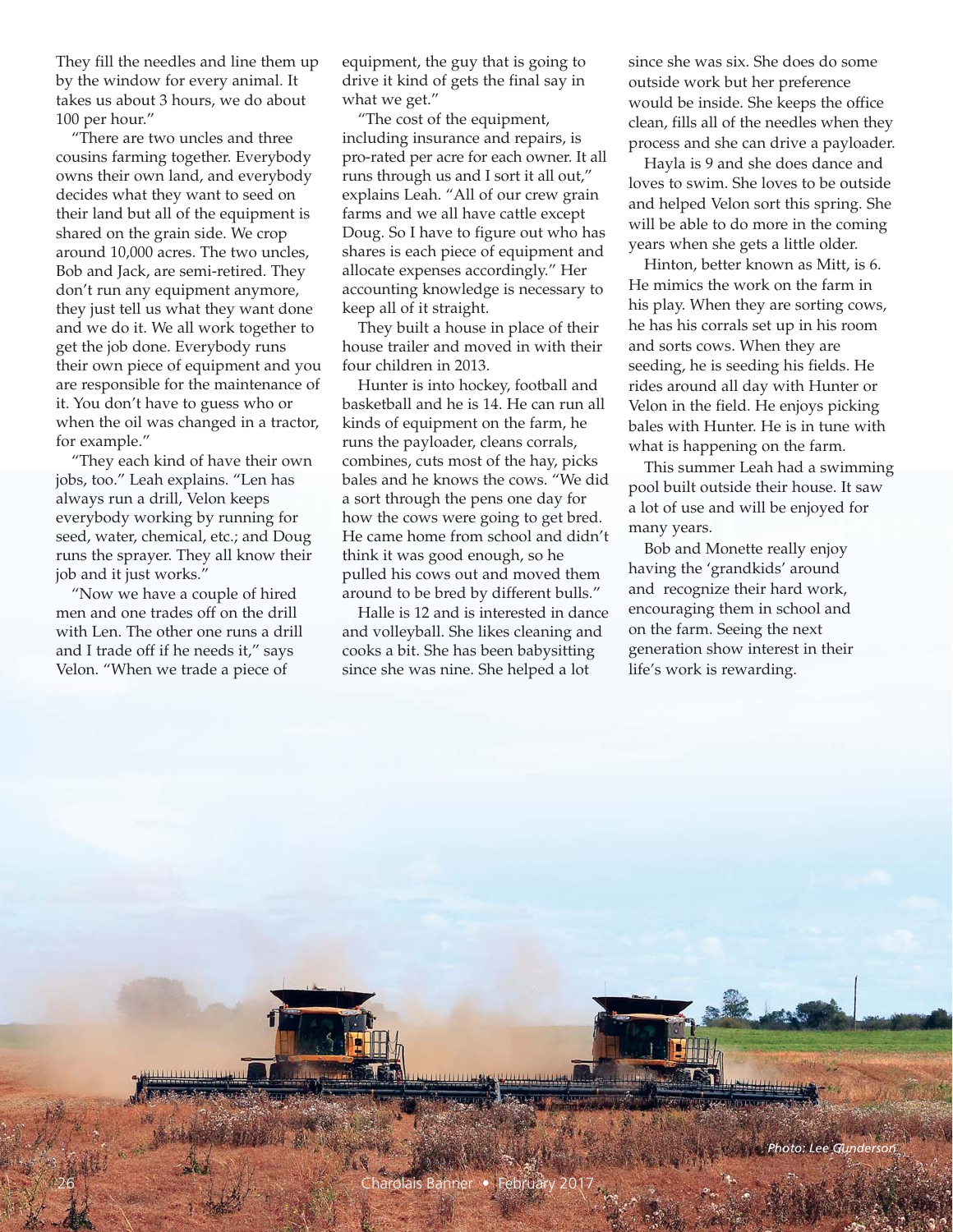They fill the needles and line them up by the window for every animal. It takes us about 3 hours, we do about 100 per hour."

"There are two uncles and three cousins farming together. Everybody owns their own land, and everybody decides what they want to seed on their land but all of the equipment is shared on the grain side. We crop around 10,000 acres. The two uncles, Bob and Jack, are semi-retired. They don't run any equipment anymore, they just tell us what they want done and we do it. We all work together to get the job done. Everybody runs their own piece of equipment and you are responsible for the maintenance of it. You don't have to guess who or when the oil was changed in a tractor, for example."

"They each kind of have their own jobs, too." Leah explains. "Len has always run a drill, Velon keeps everybody working by running for seed, water, chemical, etc.; and Doug runs the sprayer. They all know their job and it just works."

"Now we have a couple of hired men and one trades off on the drill with Len. The other one runs a drill and I trade off if he needs it," says Velon. "When we trade a piece of equipment, the guy that is going to drive it kind of gets the final say in what we get."

"The cost of the equipment, including insurance and repairs, is pro-rated per acre for each owner. It all runs through us and I sort it all out," explains Leah. "All of our crew grain farms and we all have cattle except Doug. So I have to figure out who has shares is each piece of equipment and allocate expenses accordingly." Her accounting knowledge is necessary to keep all of it straight.

They built a house in place of their house trailer and moved in with their four children in 2013.

Hunter is into hockey, football and basketball and he is 14. He can run all kinds of equipment on the farm, he runs the payloader, cleans corrals, combines, cuts most of the hay, picks bales and he knows the cows. "We did a sort through the pens one day for how the cows were going to get bred. He came home from school and didn't think it was good enough, so he pulled his cows out and moved them around to be bred by different bulls."

Halle is 12 and is interested in dance and volleyball. She likes cleaning and cooks a bit. She has been babysitting since she was nine. She helped a lot since she was six. She does do some outside work but her preference would be inside. She keeps the office clean, fills all of the needles when they process and she can drive a payloader.

Hayla is 9 and she does dance and loves to swim. She loves to be outside and helped Velon sort this spring. She will be able to do more in the coming years when she gets a little older.

Hinton, better known as Mitt, is 6. He mimics the work on the farm in his play. When they are sorting cows, he has his corrals set up in his room and sorts cows. When they are seeding, he is seeding his fields. He rides around all day with Hunter or Velon in the field. He enjoys picking bales with Hunter. He is in tune with what is happening on the farm.

This summer Leah had a swimming pool built outside their house. It saw a lot of use and will be enjoyed for many years.

Bob and Monette really enjoy having the 'grandkids' around and recognize their hard work, encouraging them in school and on the farm. Seeing the next generation show interest in their life's work is rewarding.

*Photo: Lee Gunderson*